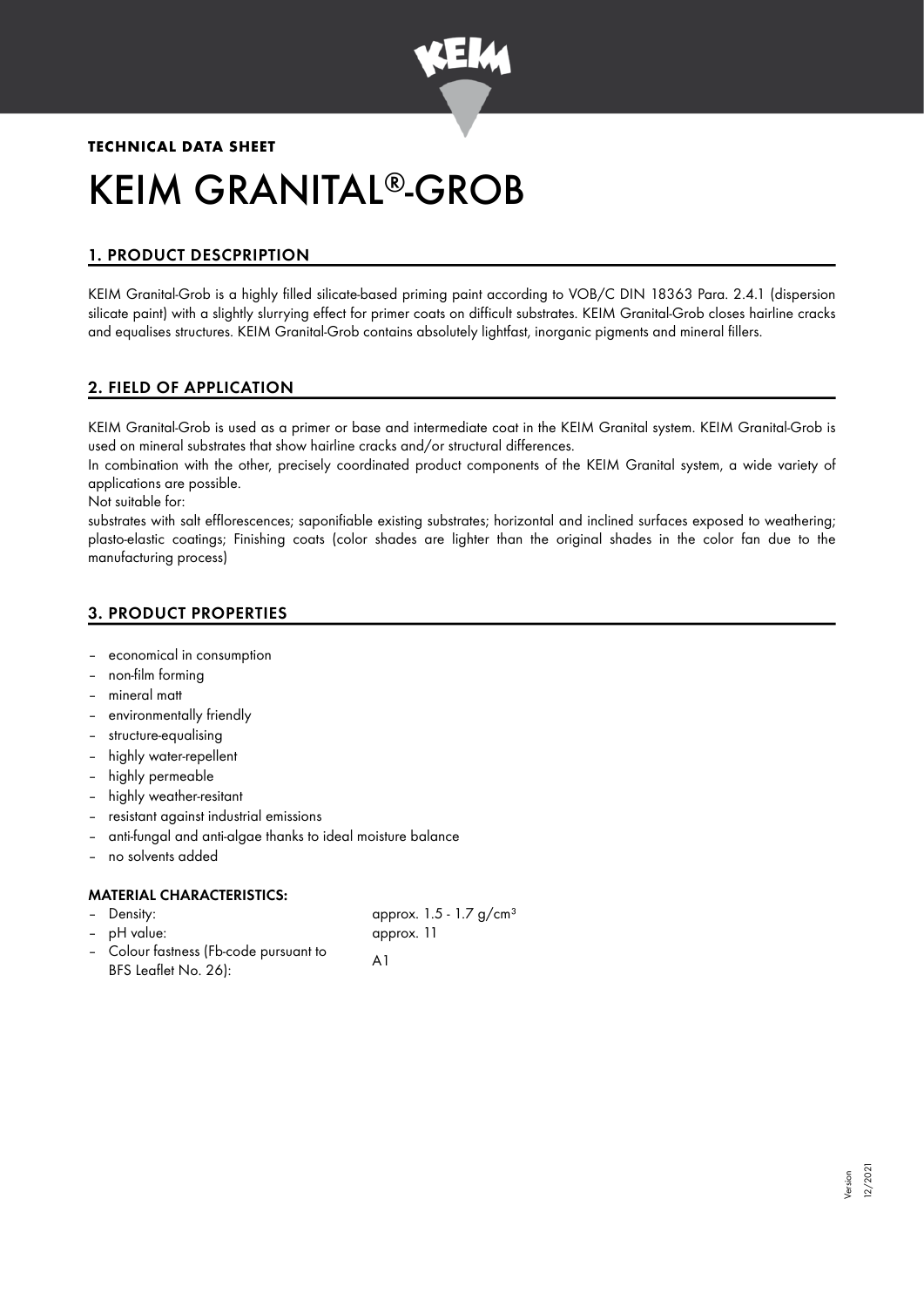**TECHNICAL DATA SHEET**

# KEIM GRANITAL®-GROB

## 1. PRODUCT DESCPRIPTION

KEIM Granital-Grob is a highly filled silicate-based priming paint according to VOB/C DIN 18363 Para. 2.4.1 (dispersion silicate paint) with a slightly slurrying effect for primer coats on difficult substrates. KEIM Granital-Grob closes hairline cracks and equalises structures. KEIM Granital-Grob contains absolutely lightfast, inorganic pigments and mineral fillers.

## 2. FIELD OF APPLICATION

KEIM Granital-Grob is used as a primer or base and intermediate coat in the KEIM Granital system. KEIM Granital-Grob is used on mineral substrates that show hairline cracks and/or structural differences.

In combination with the other, precisely coordinated product components of the KEIM Granital system, a wide variety of applications are possible.

Not suitable for:

substrates with salt efflorescences; saponifiable existing substrates; horizontal and inclined surfaces exposed to weathering; plasto-elastic coatings; Finishing coats (color shades are lighter than the original shades in the color fan due to the manufacturing process)

## 3. PRODUCT PROPERTIES

- economical in consumption
- non-film forming
- mineral matt
- environmentally friendly
- structure-equalising
- highly water-repellent
- highly permeable
- highly weather-resitant
- resistant against industrial emissions
- anti-fungal and anti-algae thanks to ideal moisture balance
- no solvents added

### MATERIAL CHARACTERISTICS:

| | |
|---|---|
| – Density: | approx. 1.5 - 1.7 g/cm³ |
| – pH value: | approx. 11 |
| – Colour fastness (Fb-code pursuant to BFS Leaflet No. 26): | A1 |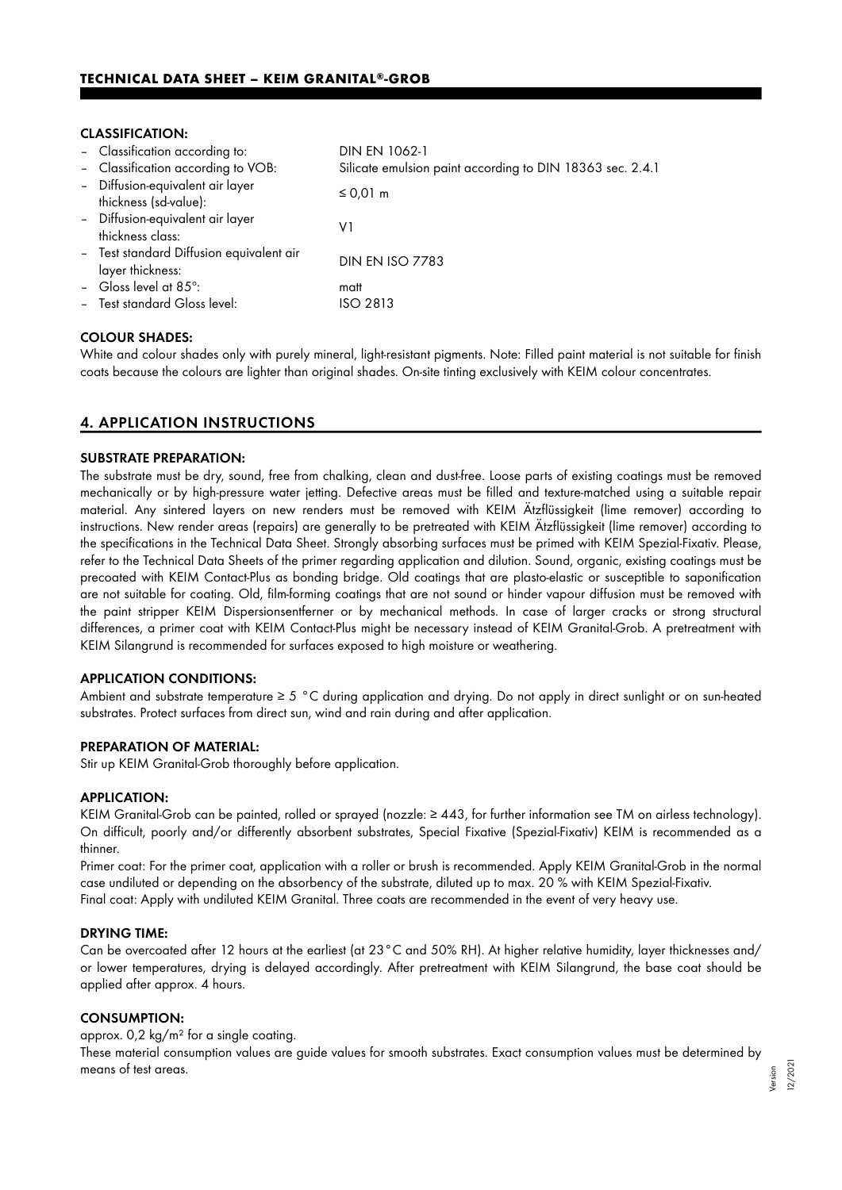#### CLASSIFICATION:

- Classification according to: DIN EN 1062-1
- Classification according to VOB: Silicate emulsion paint according to DIN 18363 sec. 2.4.1
- Diffusion-equivalent air layer thickness (sd-value): ≤ 0,01 m
- Diffusion-equivalent air layer thickness class: V1
- Test standard Diffusion equivalent air layer thickness: DIN EN ISO 7783
- Gloss level at 85°: matt
- Test standard Gloss level: ISO 2813

#### COLOUR SHADES:

White and colour shades only with purely mineral, light-resistant pigments. Note: Filled paint material is not suitable for finish coats because the colours are lighter than original shades. On-site tinting exclusively with KEIM colour concentrates.

## 4. APPLICATION INSTRUCTIONS

#### SUBSTRATE PREPARATION:

The substrate must be dry, sound, free from chalking, clean and dust-free. Loose parts of existing coatings must be removed mechanically or by high-pressure water jetting. Defective areas must be filled and texture-matched using a suitable repair material. Any sintered layers on new renders must be removed with KEIM Ätzflüssigkeit (lime remover) according to instructions. New render areas (repairs) are generally to be pretreated with KEIM Ätzflüssigkeit (lime remover) according to the specifications in the Technical Data Sheet. Strongly absorbing surfaces must be primed with KEIM Spezial-Fixativ. Please, refer to the Technical Data Sheets of the primer regarding application and dilution. Sound, organic, existing coatings must be precoated with KEIM Contact-Plus as bonding bridge. Old coatings that are plasto-elastic or susceptible to saponification are not suitable for coating. Old, film-forming coatings that are not sound or hinder vapour diffusion must be removed with the paint stripper KEIM Dispersionsentferner or by mechanical methods. In case of larger cracks or strong structural differences, a primer coat with KEIM Contact-Plus might be necessary instead of KEIM Granital-Grob. A pretreatment with KEIM Silangrund is recommended for surfaces exposed to high moisture or weathering.

#### APPLICATION CONDITIONS:

Ambient and substrate temperature ≥ 5 °C during application and drying. Do not apply in direct sunlight or on sun-heated substrates. Protect surfaces from direct sun, wind and rain during and after application.

#### PREPARATION OF MATERIAL:

Stir up KEIM Granital-Grob thoroughly before application.

#### APPLICATION:

KEIM Granital-Grob can be painted, rolled or sprayed (nozzle: ≥ 443, for further information see TM on airless technology). On difficult, poorly and/or differently absorbent substrates, Special Fixative (Spezial-Fixativ) KEIM is recommended as a thinner.

Primer coat: For the primer coat, application with a roller or brush is recommended. Apply KEIM Granital-Grob in the normal case undiluted or depending on the absorbency of the substrate, diluted up to max. 20 % with KEIM Spezial-Fixativ.

Final coat: Apply with undiluted KEIM Granital. Three coats are recommended in the event of very heavy use.

#### DRYING TIME:

Can be overcoated after 12 hours at the earliest (at 23 °C and 50% RH). At higher relative humidity, layer thicknesses and/or lower temperatures, drying is delayed accordingly. After pretreatment with KEIM Silangrund, the base coat should be applied after approx. 4 hours.

#### CONSUMPTION:

approx. 0,2 kg/m² for a single coating.

These material consumption values are guide values for smooth substrates. Exact consumption values must be determined by means of test areas.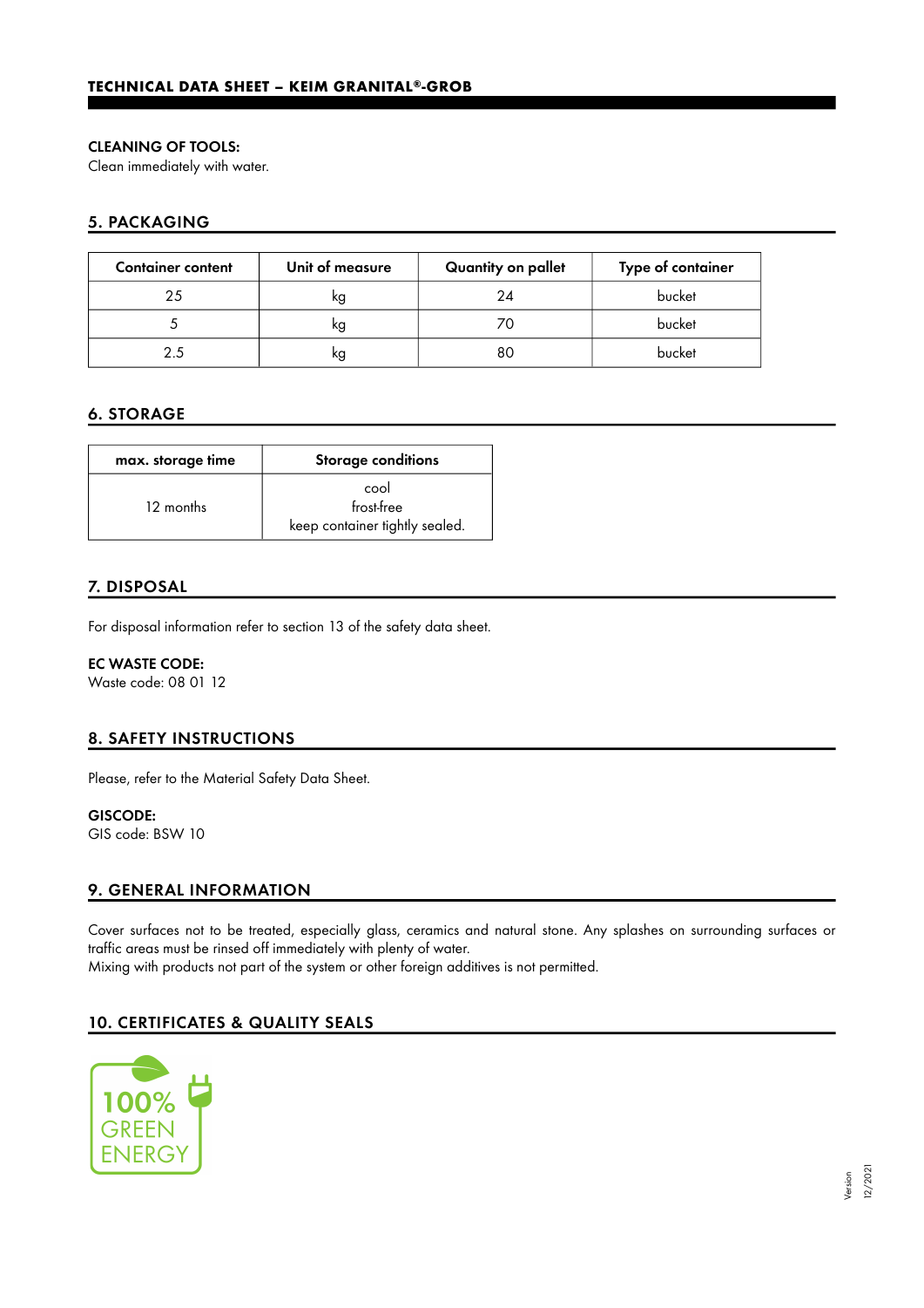**CLEANING OF TOOLS:**
Clean immediately with water.

## 5. PACKAGING

| Container content | Unit of measure | Quantity on pallet | Type of container |
|---|---|---|---|
| 25 | kg | 24 | bucket |
| 5 | kg | 70 | bucket |
| 2.5 | kg | 80 | bucket |

## 6. STORAGE

| max. storage time | Storage conditions |
|---|---|
| 12 months | cool<br>frost-free<br>keep container tightly sealed. |

## 7. DISPOSAL

For disposal information refer to section 13 of the safety data sheet.

**EC WASTE CODE:**
Waste code: 08 01 12

## 8. SAFETY INSTRUCTIONS

Please, refer to the Material Safety Data Sheet.

**GISCODE:**
GIS code: BSW 10

## 9. GENERAL INFORMATION

Cover surfaces not to be treated, especially glass, ceramics and natural stone. Any splashes on surrounding surfaces or traffic areas must be rinsed off immediately with plenty of water.
Mixing with products not part of the system or other foreign additives is not permitted.

## 10. CERTIFICATES & QUALITY SEALS

100% GREEN ENERGY

Version 12/2021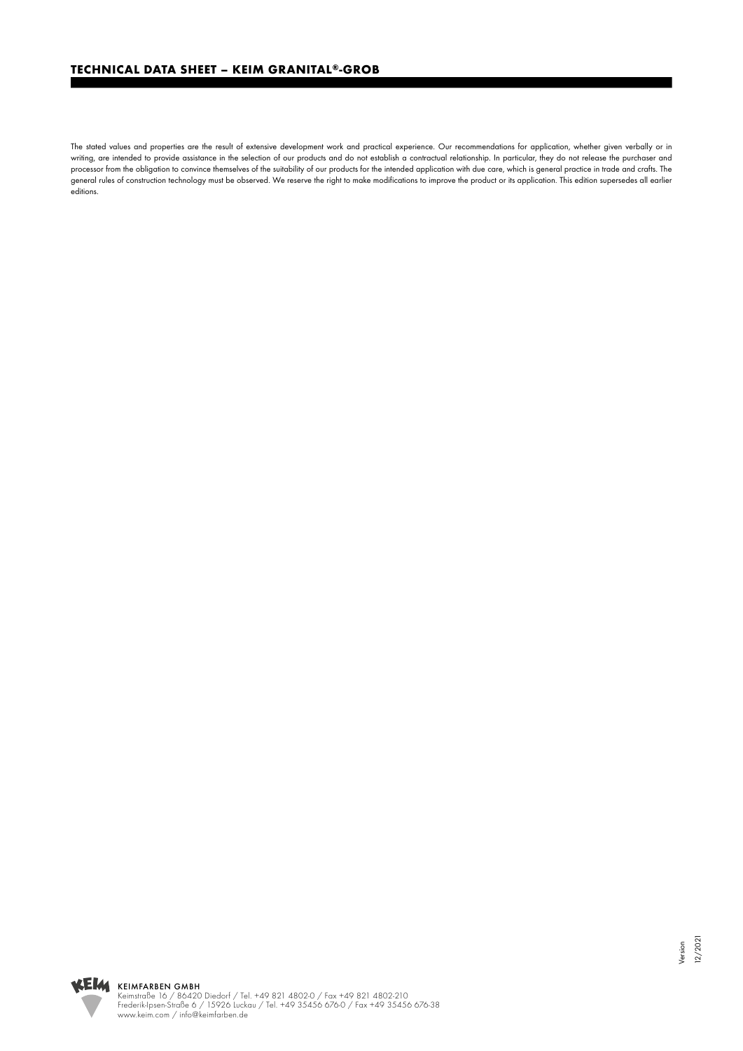The stated values and properties are the result of extensive development work and practical experience. Our recommendations for application, whether given verbally or in writing, are intended to provide assistance in the selection of our products and do not establish a contractual relationship. In particular, they do not release the purchaser and processor from the obligation to convince themselves of the suitability of our products for the intended application with due care, which is general practice in trade and crafts. The general rules of construction technology must be observed. We reserve the right to make modifications to improve the product or its application. This edition supersedes all earlier editions.

KEIMFARBEN GMBH
Keimstraße 16 / 86420 Diedorf / Tel. +49 821 4802-0 / Fax +49 821 4802-210
Frederik-Ipsen-Straße 6 / 15926 Luckau / Tel. +49 35456 676-0 / Fax +49 35456 676-38
www.keim.com / info@keimfarben.de

Version 12/2021